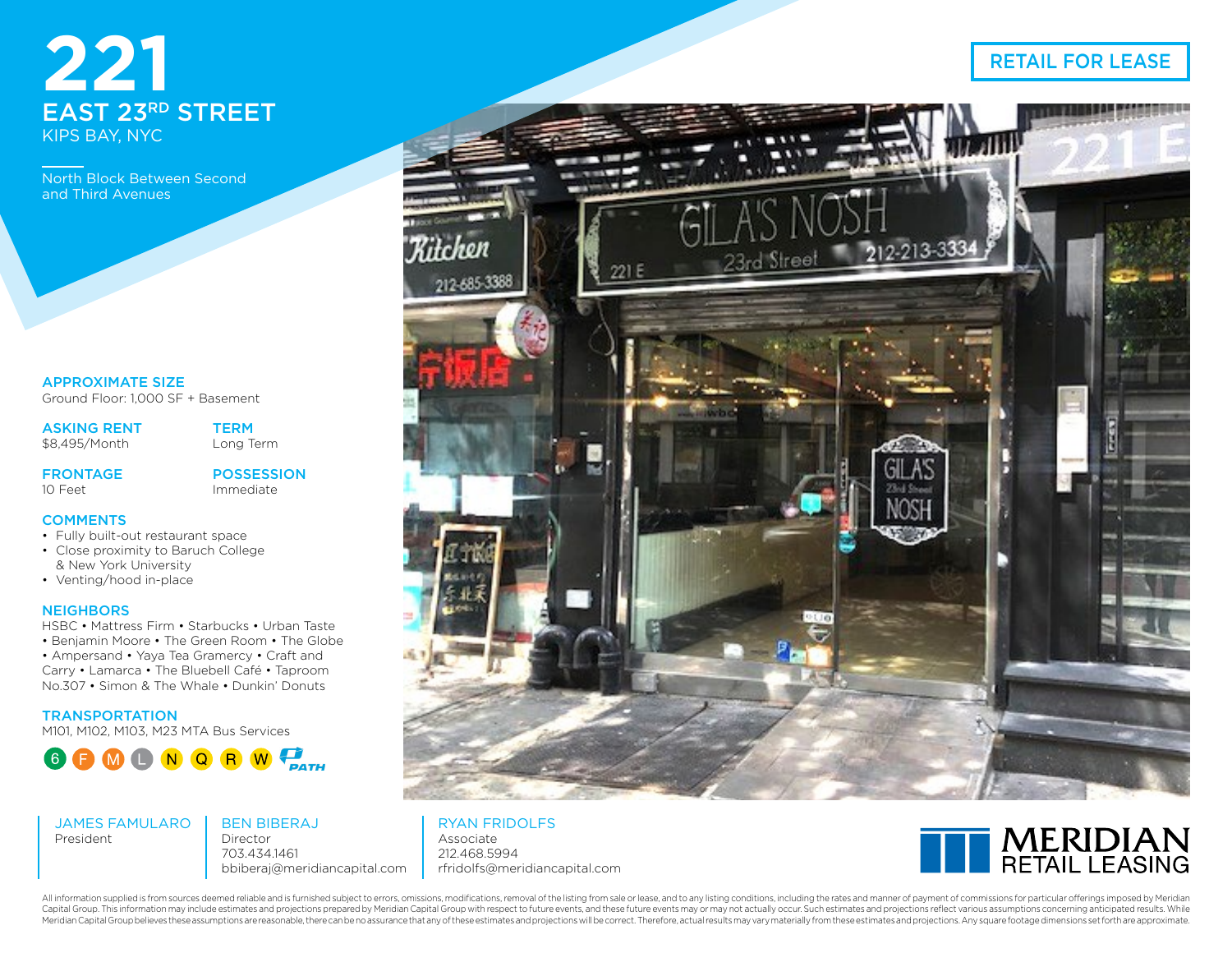# 221 EAST 23RD STREET

KIPS BAY, NYC

North Block Between Second and Third Avenues

**RETAIL FOR LEASE**

### APPROXIMATE SIZE
Ground Floor: 1,000 SF + Basement

### ASKING RENT
$8,495/Month

### TERM
Long Term

### FRONTAGE
10 Feet

### POSSESSION
Immediate

### COMMENTS
- Fully built-out restaurant space
- Close proximity to Baruch College & New York University
- Venting/hood in-place

### NEIGHBORS
HSBC • Mattress Firm • Starbucks • Urban Taste • Benjamin Moore • The Green Room • The Globe • Ampersand • Yaya Tea Gramercy • Craft and Carry • Lamarca • The Bluebell Café • Taproom No.307 • Simon & The Whale • Dunkin' Donuts

### TRANSPORTATION
M101, M102, M103, M23 MTA Bus Services

6 F M L N Q R W PATH

**JAMES FAMULARO**
President

**BEN BIBERAJ**
Director
703.434.1461
bbiberaj@meridiancapital.com

**RYAN FRIDOLFS**
Associate
212.468.5994
rfridolfs@meridiancapital.com

MERIDIAN RETAIL LEASING

All information supplied is from sources deemed reliable and is furnished subject to errors, omissions, modifications, removal of the listing from sale or lease, and to any listing conditions, including the rates and manner of payment of commissions for particular offerings imposed by Meridian Capital Group. This information may include estimates and projections prepared by Meridian Capital Group with respect to future events, and these future events may or may not actually occur. Such estimates and projections reflect various assumptions concerning anticipated results. While Meridian Capital Group believes these assumptions are reasonable, there can be no assurance that any of these estimates and projections will be correct. Therefore, actual results may vary materially from these estimates and projections. Any square footage dimensions set forth are approximate.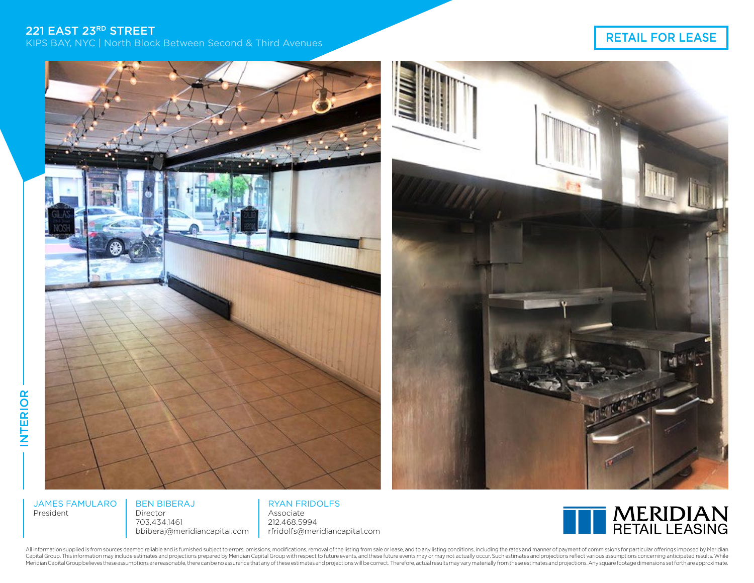# 221 EAST 23RD STREET

KIPS BAY, NYC | North Block Between Second & Third Avenues

RETAIL FOR LEASE

INTERIOR

JAMES FAMULARO
President

BEN BIBERAJ
Director
703.434.1461
bbiberaj@meridiancapital.com

RYAN FRIDOLFS
Associate
212.468.5994
rfridolfs@meridiancapital.com

MERIDIAN RETAIL LEASING

All information supplied is from sources deemed reliable and is furnished subject to errors, omissions, modifications, removal of the listing from sale or lease, and to any listing conditions, including the rates and manner of payment of commissions for particular offerings imposed by Meridian Capital Group. This information may include estimates and projections prepared by Meridian Capital Group with respect to future events, and these future events may or may not actually occur. Such estimates and projections reflect various assumptions concerning anticipated results. While Meridian Capital Group believes these assumptions are reasonable, there can be no assurance that any of these estimates and projections will be correct. Therefore, actual results may vary materially from these estimates and projections. Any square footage dimensions set forth are approximate.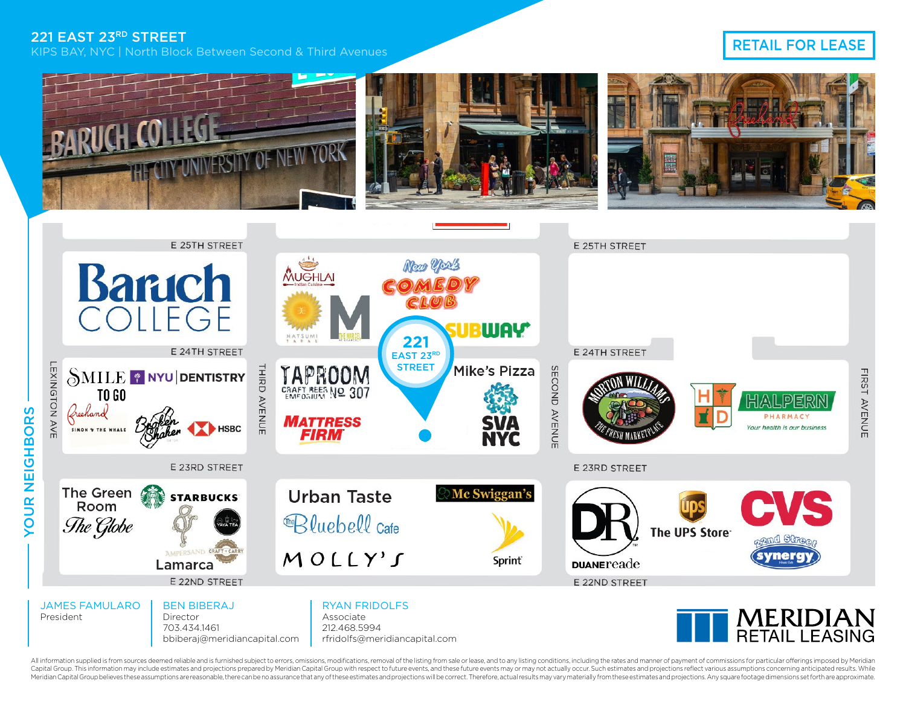# 221 EAST 23RD STREET

KIPS BAY, NYC | North Block Between Second & Third Avenues

**RETAIL FOR LEASE**

## YOUR NEIGHBORS

E 25TH STREET

Baruch COLLEGE

E 24TH STREET

SMILE NYU | DENTISTRY

TO GO

Freehand

SIMON & THE WHALE

Broken Shaker

HSBC

E 23RD STREET

The Green Room

The Globe

STARBUCKS

YAYA TEA

AMPERSAND CRAFT + CARRY

Lamarca

E 22ND STREET

LEXINGTON AVE

THIRD AVENUE

MUGHLAI Indian Cuisine

NATSUMI TAPAS

THE MARSEL

New York COMEDY CLUB

SUBWAY

221 EAST 23RD STREET

TAPROOM CRAFT BEER EMPORIUM No 307

MATTRESS FIRM

Mike's Pizza

SVA NYC

Urban Taste

The Bluebell Cafe

MOLLY'S

Mc Swiggan's

Sprint

SECOND AVENUE

E 25TH STREET

E 24TH STREET

MORTON WILLIAMS THE FRESH MARKETPLACE

HD HALPERN PHARMACY Your health is our business

E 23RD STREET

DR DUANEreade

ups The UPS Store

CVS

22nd Street synergy

E 22ND STREET

FIRST AVENUE

JAMES FAMULARO
President

BEN BIBERAJ
Director
703.434.1461
bbiberaj@meridiancapital.com

RYAN FRIDOLFS
Associate
212.468.5994
rfridolfs@meridiancapital.com

MERIDIAN RETAIL LEASING

All information supplied is from sources deemed reliable and is furnished subject to errors, omissions, modifications, removal of the listing from sale or lease, and to any listing conditions, including the rates and manner of payment of commissions for particular offerings imposed by Meridian Capital Group. This information may include estimates and projections prepared by Meridian Capital Group with respect to future events, and these future events may or may not actually occur. Such estimates and projections reflect various assumptions concerning anticipated results. While Meridian Capital Group believes these assumptions are reasonable, there can be no assurance that any of these estimates and projections will be correct. Therefore, actual results may vary materially from these estimates and projections. Any square footage dimensions set forth are approximate.